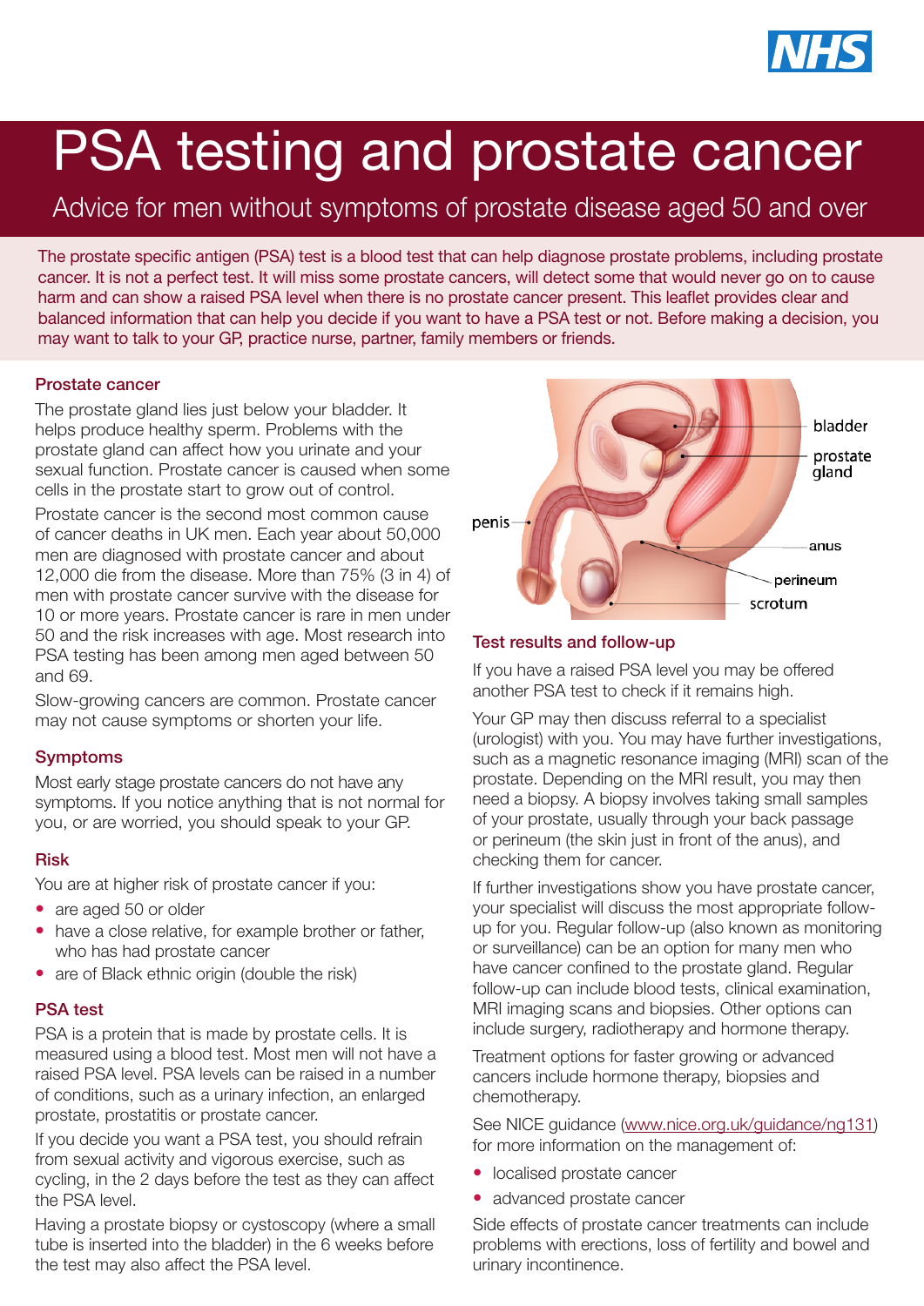# PSA testing and prostate cancer

## Advice for men without symptoms of prostate disease aged 50 and over

The prostate specific antigen (PSA) test is a blood test that can help diagnose prostate problems, including prostate cancer. It is not a perfect test. It will miss some prostate cancers, will detect some that would never go on to cause harm and can show a raised PSA level when there is no prostate cancer present. This leaflet provides clear and balanced information that can help you decide if you want to have a PSA test or not. Before making a decision, you may want to talk to your GP, practice nurse, partner, family members or friends.

### Prostate cancer

The prostate gland lies just below your bladder. It helps produce healthy sperm. Problems with the prostate gland can affect how you urinate and your sexual function. Prostate cancer is caused when some cells in the prostate start to grow out of control.

Prostate cancer is the second most common cause of cancer deaths in UK men. Each year about 50,000 men are diagnosed with prostate cancer and about 12,000 die from the disease. More than 75% (3 in 4) of men with prostate cancer survive with the disease for 10 or more years. Prostate cancer is rare in men under 50 and the risk increases with age. Most research into PSA testing has been among men aged between 50 and 69.

Slow-growing cancers are common. Prostate cancer may not cause symptoms or shorten your life.

### Symptoms

Most early stage prostate cancers do not have any symptoms. If you notice anything that is not normal for you, or are worried, you should speak to your GP.

### Risk

You are at higher risk of prostate cancer if you:

- are aged 50 or older
- have a close relative, for example brother or father, who has had prostate cancer
- are of Black ethnic origin (double the risk)

### PSA test

PSA is a protein that is made by prostate cells. It is measured using a blood test. Most men will not have a raised PSA level. PSA levels can be raised in a number of conditions, such as a urinary infection, an enlarged prostate, prostatitis or prostate cancer.

If you decide you want a PSA test, you should refrain from sexual activity and vigorous exercise, such as cycling, in the 2 days before the test as they can affect the PSA level.

Having a prostate biopsy or cystoscopy (where a small tube is inserted into the bladder) in the 6 weeks before the test may also affect the PSA level.

bladder
prostate gland
penis
anus
perineum
scrotum

### Test results and follow-up

If you have a raised PSA level you may be offered another PSA test to check if it remains high.

Your GP may then discuss referral to a specialist (urologist) with you. You may have further investigations, such as a magnetic resonance imaging (MRI) scan of the prostate. Depending on the MRI result, you may then need a biopsy. A biopsy involves taking small samples of your prostate, usually through your back passage or perineum (the skin just in front of the anus), and checking them for cancer.

If further investigations show you have prostate cancer, your specialist will discuss the most appropriate follow-up for you. Regular follow-up (also known as monitoring or surveillance) can be an option for many men who have cancer confined to the prostate gland. Regular follow-up can include blood tests, clinical examination, MRI imaging scans and biopsies. Other options can include surgery, radiotherapy and hormone therapy.

Treatment options for faster growing or advanced cancers include hormone therapy, biopsies and chemotherapy.

See NICE guidance (www.nice.org.uk/guidance/ng131) for more information on the management of:

- localised prostate cancer
- advanced prostate cancer

Side effects of prostate cancer treatments can include problems with erections, loss of fertility and bowel and urinary incontinence.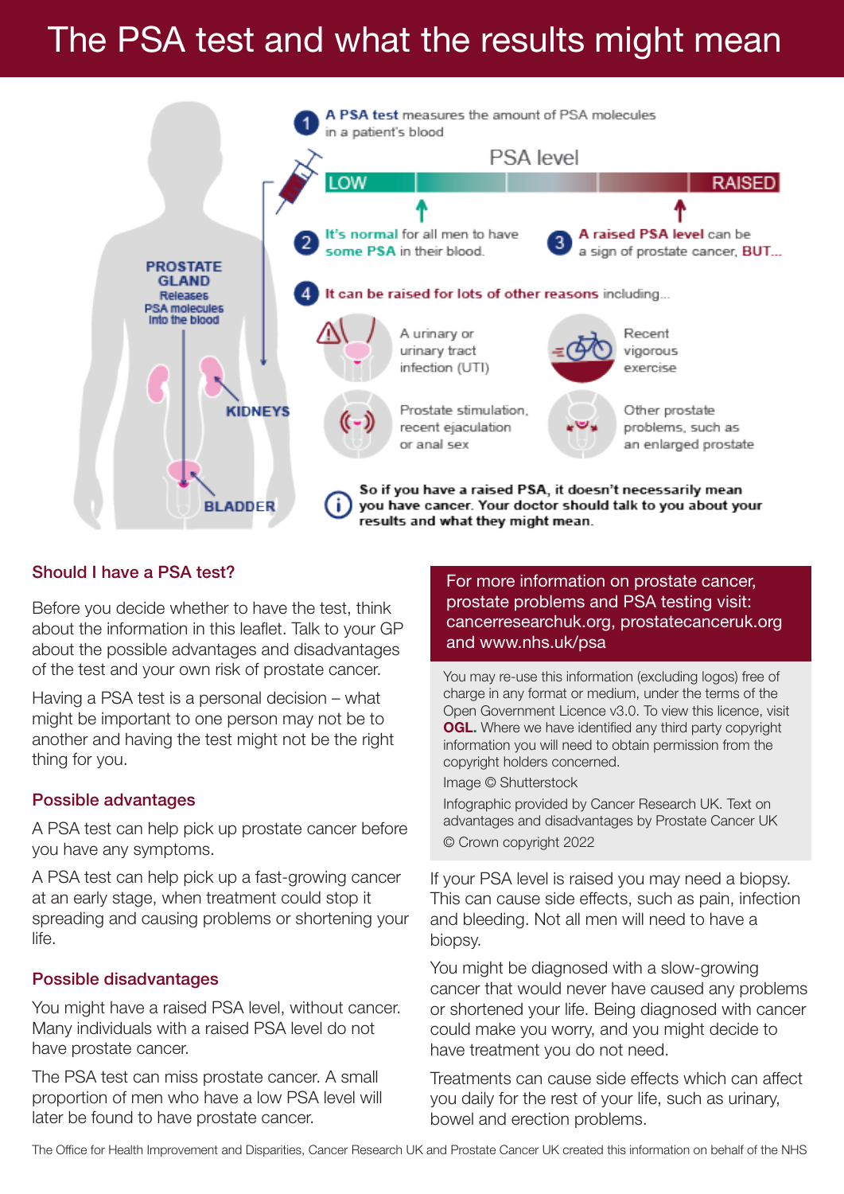# The PSA test and what the results might mean

PROSTATE GLAND
Releases PSA molecules into the blood

KIDNEYS

BLADDER

1 **A PSA test** measures the amount of PSA molecules in a patient's blood

PSA level

LOW

RAISED

2 **It's normal** for all men to have **some PSA** in their blood.

3 **A raised PSA level** can be a sign of prostate cancer, **BUT...**

4 **It can be raised for lots of other reasons** including...

A urinary or urinary tract infection (UTI)

Recent vigorous exercise

Prostate stimulation, recent ejaculation or anal sex

Other prostate problems, such as an enlarged prostate

**So if you have a raised PSA, it doesn't necessarily mean you have cancer. Your doctor should talk to you about your results and what they might mean.**

## Should I have a PSA test?

Before you decide whether to have the test, think about the information in this leaflet. Talk to your GP about the possible advantages and disadvantages of the test and your own risk of prostate cancer.

Having a PSA test is a personal decision – what might be important to one person may not be to another and having the test might not be the right thing for you.

## Possible advantages

A PSA test can help pick up prostate cancer before you have any symptoms.

A PSA test can help pick up a fast-growing cancer at an early stage, when treatment could stop it spreading and causing problems or shortening your life.

## Possible disadvantages

You might have a raised PSA level, without cancer. Many individuals with a raised PSA level do not have prostate cancer.

The PSA test can miss prostate cancer. A small proportion of men who have a low PSA level will later be found to have prostate cancer.

If your PSA level is raised you may need a biopsy. This can cause side effects, such as pain, infection and bleeding. Not all men will need to have a biopsy.

You might be diagnosed with a slow-growing cancer that would never have caused any problems or shortened your life. Being diagnosed with cancer could make you worry, and you might decide to have treatment you do not need.

Treatments can cause side effects which can affect you daily for the rest of your life, such as urinary, bowel and erection problems.

For more information on prostate cancer, prostate problems and PSA testing visit: cancerresearchuk.org, prostatecanceruk.org and www.nhs.uk/psa

You may re-use this information (excluding logos) free of charge in any format or medium, under the terms of the Open Government Licence v3.0. To view this licence, visit **OGL**. Where we have identified any third party copyright information you will need to obtain permission from the copyright holders concerned.

Image © Shutterstock

Infographic provided by Cancer Research UK. Text on advantages and disadvantages by Prostate Cancer UK

© Crown copyright 2022

The Office for Health Improvement and Disparities, Cancer Research UK and Prostate Cancer UK created this information on behalf of the NHS